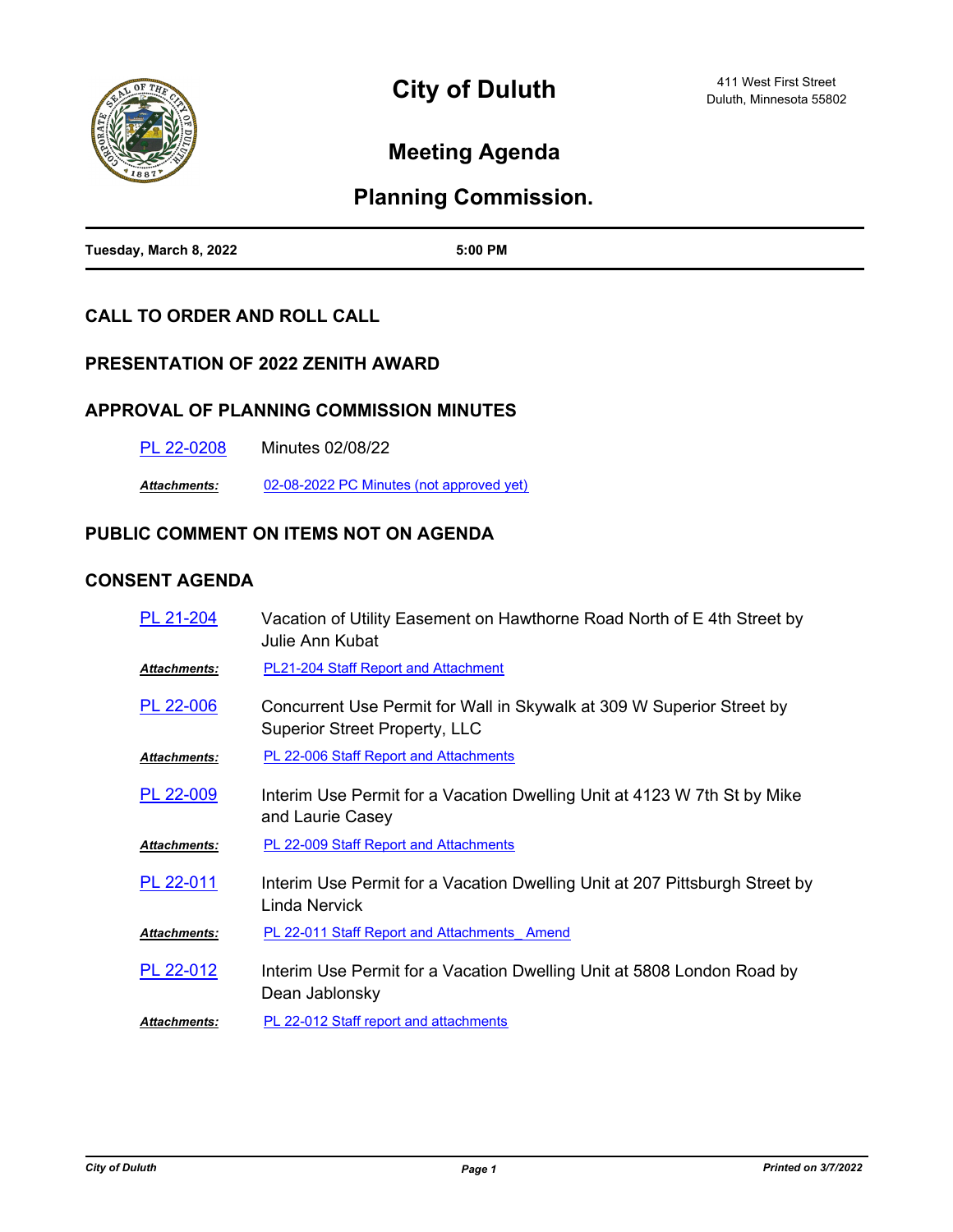# City of Duluth

411 West First Street
Duluth, Minnesota 55802

## Meeting Agenda

## Planning Commission.

**Tuesday, March 8, 2022** | **5:00 PM**

### CALL TO ORDER AND ROLL CALL

### PRESENTATION OF 2022 ZENITH AWARD

### APPROVAL OF PLANNING COMMISSION MINUTES

PL 22-0208 Minutes 02/08/22

***Attachments:*** 02-08-2022 PC Minutes (not approved yet)

### PUBLIC COMMENT ON ITEMS NOT ON AGENDA

### CONSENT AGENDA

PL 21-204 Vacation of Utility Easement on Hawthorne Road North of E 4th Street by Julie Ann Kubat

***Attachments:*** PL21-204 Staff Report and Attachment

PL 22-006 Concurrent Use Permit for Wall in Skywalk at 309 W Superior Street by Superior Street Property, LLC

***Attachments:*** PL 22-006 Staff Report and Attachments

PL 22-009 Interim Use Permit for a Vacation Dwelling Unit at 4123 W 7th St by Mike and Laurie Casey

***Attachments:*** PL 22-009 Staff Report and Attachments

PL 22-011 Interim Use Permit for a Vacation Dwelling Unit at 207 Pittsburgh Street by Linda Nervick

***Attachments:*** PL 22-011 Staff Report and Attachments_ Amend

PL 22-012 Interim Use Permit for a Vacation Dwelling Unit at 5808 London Road by Dean Jablonsky

***Attachments:*** PL 22-012 Staff report and attachments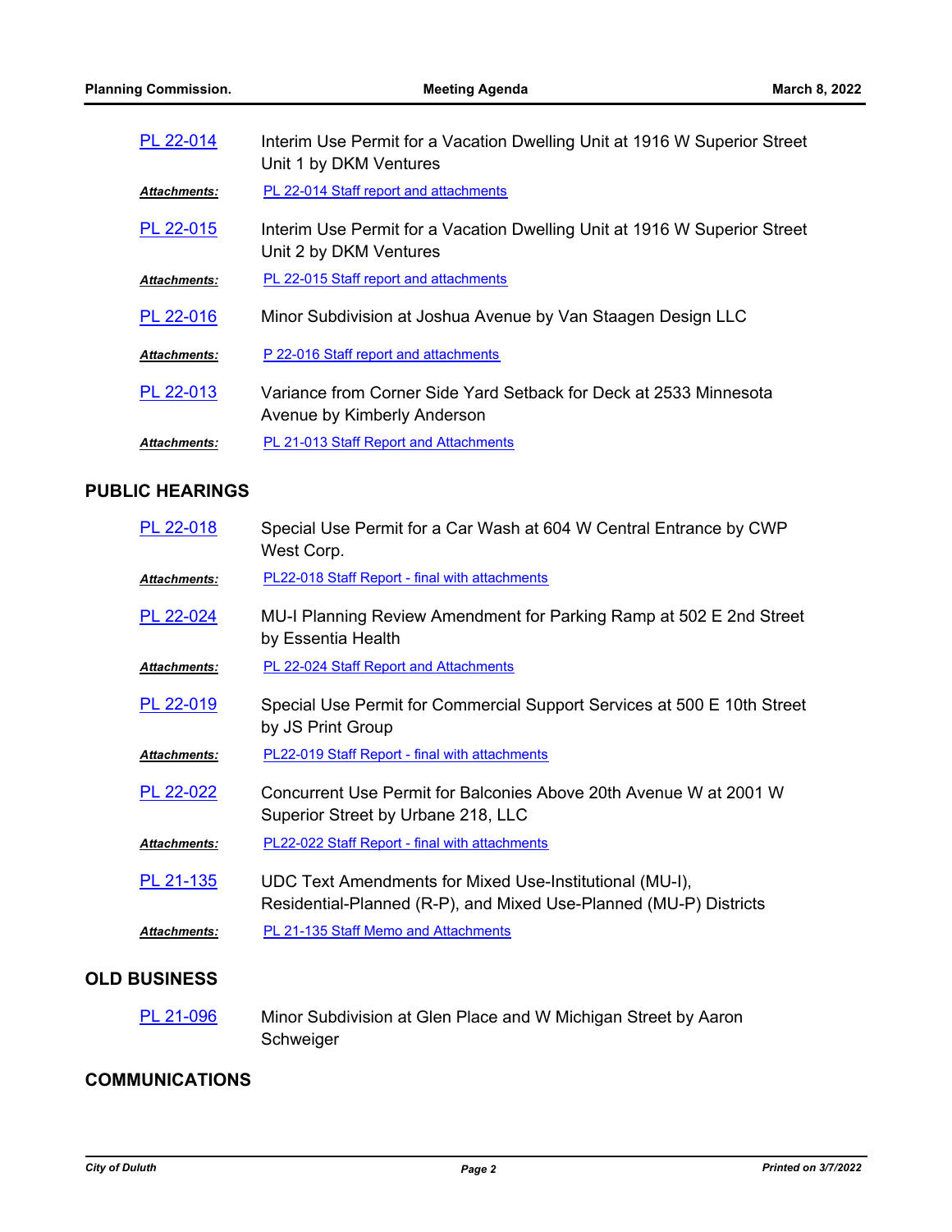PL 22-014 — Interim Use Permit for a Vacation Dwelling Unit at 1916 W Superior Street Unit 1 by DKM Ventures

***Attachments:*** PL 22-014 Staff report and attachments

PL 22-015 — Interim Use Permit for a Vacation Dwelling Unit at 1916 W Superior Street Unit 2 by DKM Ventures

***Attachments:*** PL 22-015 Staff report and attachments

PL 22-016 — Minor Subdivision at Joshua Avenue by Van Staagen Design LLC

***Attachments:*** P 22-016 Staff report and attachments

PL 22-013 — Variance from Corner Side Yard Setback for Deck at 2533 Minnesota Avenue by Kimberly Anderson

***Attachments:*** PL 21-013 Staff Report and Attachments

## PUBLIC HEARINGS

PL 22-018 — Special Use Permit for a Car Wash at 604 W Central Entrance by CWP West Corp.

***Attachments:*** PL22-018 Staff Report - final with attachments

PL 22-024 — MU-I Planning Review Amendment for Parking Ramp at 502 E 2nd Street by Essentia Health

***Attachments:*** PL 22-024 Staff Report and Attachments

PL 22-019 — Special Use Permit for Commercial Support Services at 500 E 10th Street by JS Print Group

***Attachments:*** PL22-019 Staff Report - final with attachments

PL 22-022 — Concurrent Use Permit for Balconies Above 20th Avenue W at 2001 W Superior Street by Urbane 218, LLC

***Attachments:*** PL22-022 Staff Report - final with attachments

PL 21-135 — UDC Text Amendments for Mixed Use-Institutional (MU-I), Residential-Planned (R-P), and Mixed Use-Planned (MU-P) Districts

***Attachments:*** PL 21-135 Staff Memo and Attachments

## OLD BUSINESS

PL 21-096 — Minor Subdivision at Glen Place and W Michigan Street by Aaron Schweiger

## COMMUNICATIONS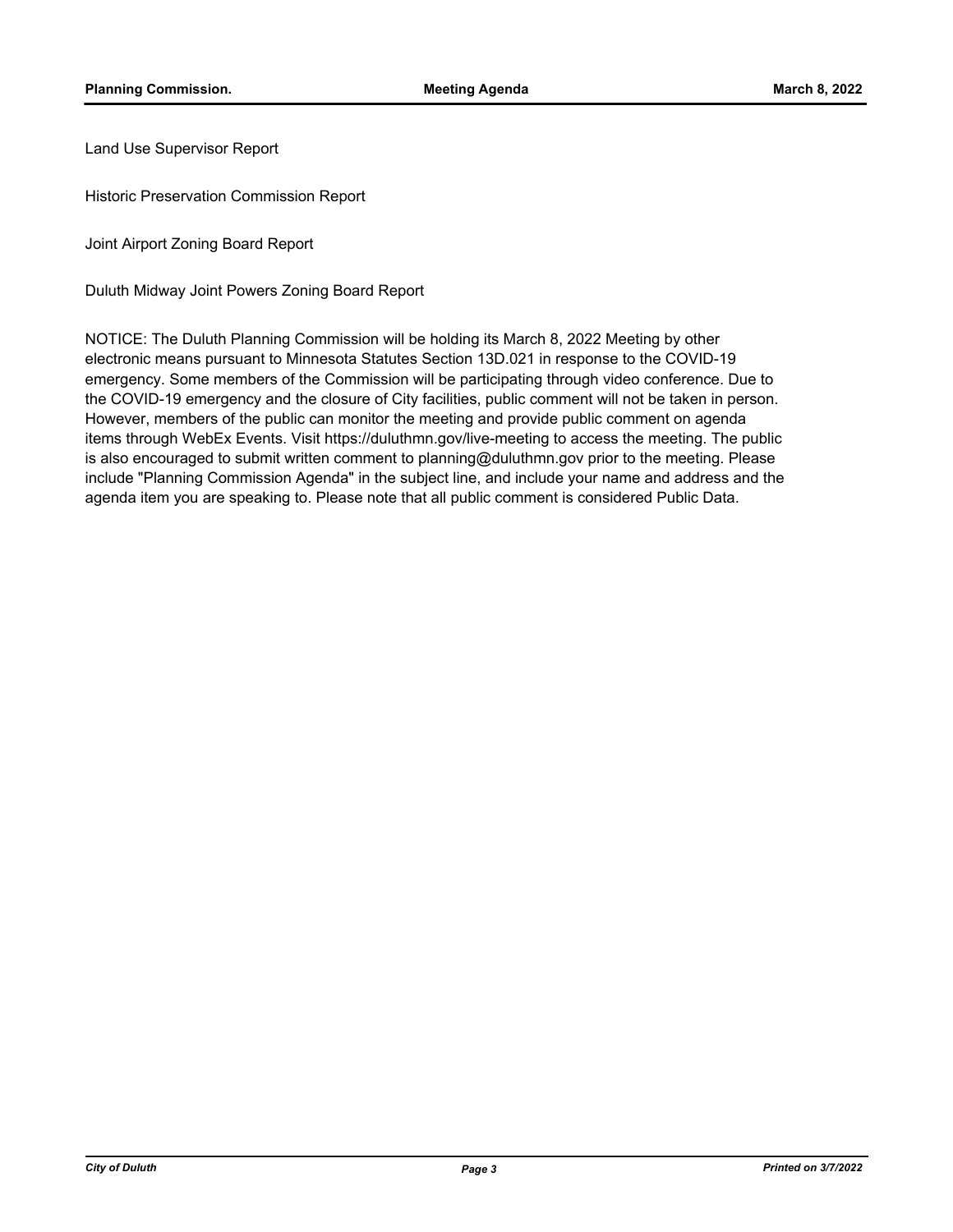Land Use Supervisor Report

Historic Preservation Commission Report

Joint Airport Zoning Board Report

Duluth Midway Joint Powers Zoning Board Report

NOTICE: The Duluth Planning Commission will be holding its March 8, 2022 Meeting by other electronic means pursuant to Minnesota Statutes Section 13D.021 in response to the COVID-19 emergency. Some members of the Commission will be participating through video conference. Due to the COVID-19 emergency and the closure of City facilities, public comment will not be taken in person. However, members of the public can monitor the meeting and provide public comment on agenda items through WebEx Events. Visit https://duluthmn.gov/live-meeting to access the meeting. The public is also encouraged to submit written comment to planning@duluthmn.gov prior to the meeting. Please include "Planning Commission Agenda" in the subject line, and include your name and address and the agenda item you are speaking to. Please note that all public comment is considered Public Data.